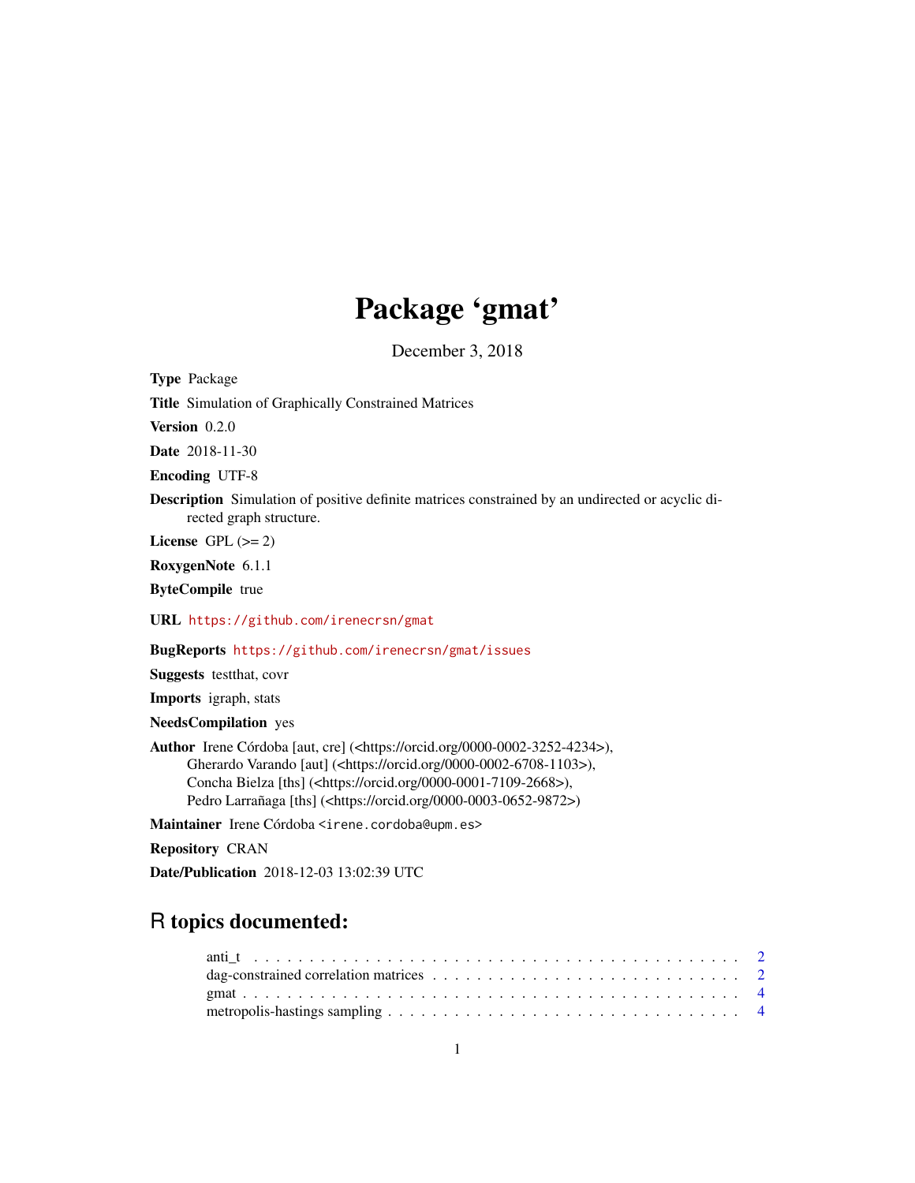# Package 'gmat'

December 3, 2018

**Type** Package

**Title** Simulation of Graphically Constrained Matrices

**Version** 0.2.0

**Date** 2018-11-30

**Encoding** UTF-8

**Description** Simulation of positive definite matrices constrained by an undirected or acyclic directed graph structure.

**License** GPL (>= 2)

**RoxygenNote** 6.1.1

**ByteCompile** true

**URL** https://github.com/irenecrsn/gmat

**BugReports** https://github.com/irenecrsn/gmat/issues

**Suggests** testthat, covr

**Imports** igraph, stats

**NeedsCompilation** yes

**Author** Irene Córdoba [aut, cre] (<https://orcid.org/0000-0002-3252-4234>),
Gherardo Varando [aut] (<https://orcid.org/0000-0002-6708-1103>),
Concha Bielza [ths] (<https://orcid.org/0000-0001-7109-2668>),
Pedro Larrañaga [ths] (<https://orcid.org/0000-0003-0652-9872>)

**Maintainer** Irene Córdoba <irene.cordoba@upm.es>

**Repository** CRAN

**Date/Publication** 2018-12-03 13:02:39 UTC

## R topics documented:

- anti_t . . . . . . . . . . . . . . . . . . . . . . . . . . . . . . . . . . . . . . . . . . 2
- dag-constrained correlation matrices . . . . . . . . . . . . . . . . . . . . . . . . . . 2
- gmat . . . . . . . . . . . . . . . . . . . . . . . . . . . . . . . . . . . . . . . . . . . 4
- metropolis-hastings sampling . . . . . . . . . . . . . . . . . . . . . . . . . . . . . . 4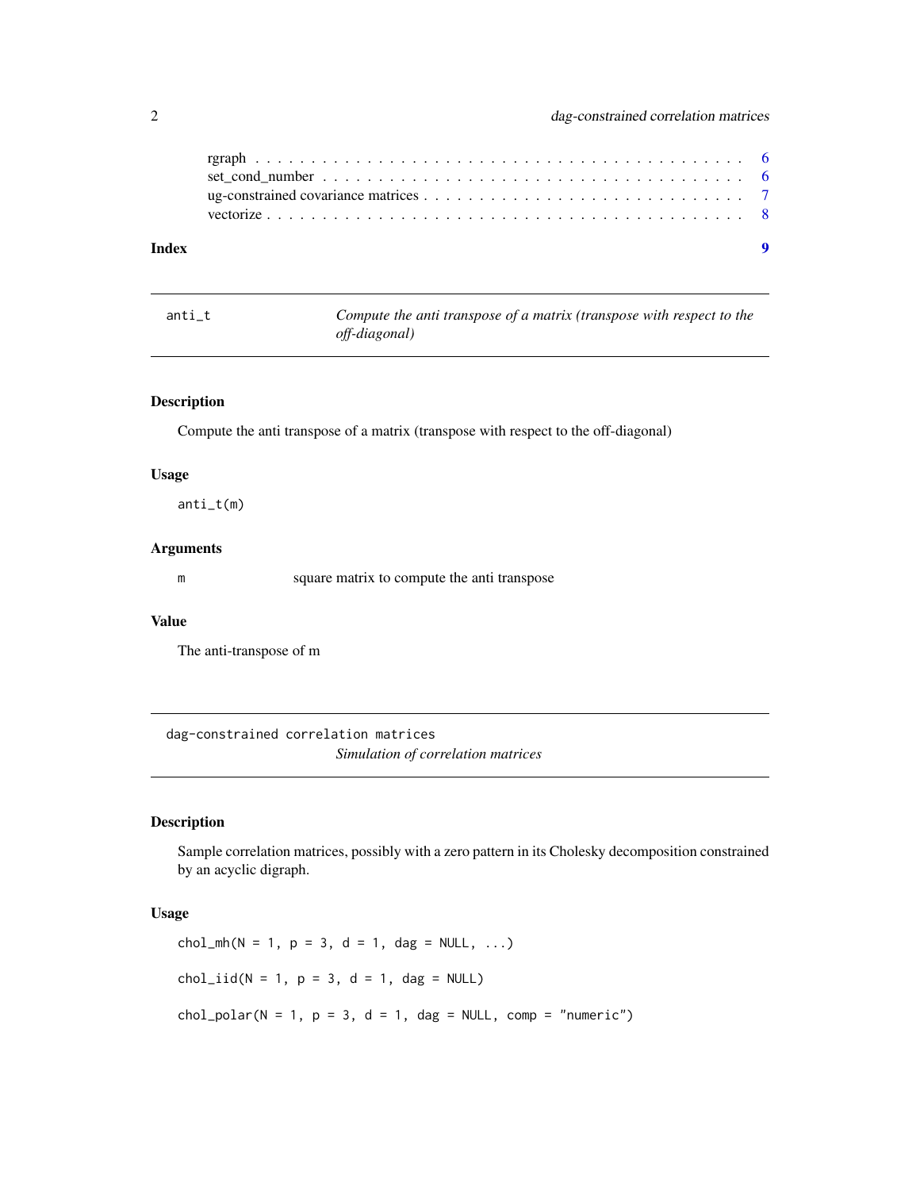rgraph . . . . . . . . . . . . . . . . . . . . . . . . . . . . . . . . . . . . . . . . . . 6
set_cond_number . . . . . . . . . . . . . . . . . . . . . . . . . . . . . . . . . . . . . 6
ug-constrained covariance matrices . . . . . . . . . . . . . . . . . . . . . . . . . . . . 7
vectorize . . . . . . . . . . . . . . . . . . . . . . . . . . . . . . . . . . . . . . . . . 8

**Index** **9**

---

## anti_t — *Compute the anti transpose of a matrix (transpose with respect to the off-diagonal)*

### Description

Compute the anti transpose of a matrix (transpose with respect to the off-diagonal)

### Usage

```
anti_t(m)
```

### Arguments

| | |
|---|---|
| m | square matrix to compute the anti transpose |

### Value

The anti-transpose of m

---

## dag-constrained correlation matrices — *Simulation of correlation matrices*

### Description

Sample correlation matrices, possibly with a zero pattern in its Cholesky decomposition constrained by an acyclic digraph.

### Usage

```
chol_mh(N = 1, p = 3, d = 1, dag = NULL, ...)

chol_iid(N = 1, p = 3, d = 1, dag = NULL)

chol_polar(N = 1, p = 3, d = 1, dag = NULL, comp = "numeric")
```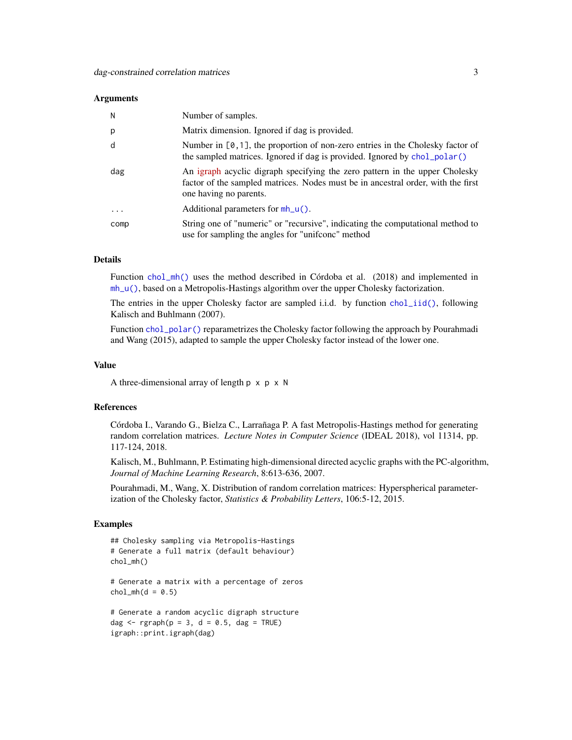### Arguments

| | |
|---|---|
| `N` | Number of samples. |
| `p` | Matrix dimension. Ignored if dag is provided. |
| `d` | Number in `[0,1]`, the proportion of non-zero entries in the Cholesky factor of the sampled matrices. Ignored if dag is provided. Ignored by `chol_polar()` |
| `dag` | An igraph acyclic digraph specifying the zero pattern in the upper Cholesky factor of the sampled matrices. Nodes must be in ancestral order, with the first one having no parents. |
| `...` | Additional parameters for `mh_u()`. |
| `comp` | String one of "numeric" or "recursive", indicating the computational method to use for sampling the angles for "unifconc" method |

### Details

Function `chol_mh()` uses the method described in Córdoba et al. (2018) and implemented in `mh_u()`, based on a Metropolis-Hastings algorithm over the upper Cholesky factorization.

The entries in the upper Cholesky factor are sampled i.i.d. by function `chol_iid()`, following Kalisch and Buhlmann (2007).

Function `chol_polar()` reparametrizes the Cholesky factor following the approach by Pourahmadi and Wang (2015), adapted to sample the upper Cholesky factor instead of the lower one.

### Value

A three-dimensional array of length `p x p x N`

### References

Córdoba I., Varando G., Bielza C., Larrañaga P. A fast Metropolis-Hastings method for generating random correlation matrices. *Lecture Notes in Computer Science* (IDEAL 2018), vol 11314, pp. 117-124, 2018.

Kalisch, M., Buhlmann, P. Estimating high-dimensional directed acyclic graphs with the PC-algorithm, *Journal of Machine Learning Research*, 8:613-636, 2007.

Pourahmadi, M., Wang, X. Distribution of random correlation matrices: Hyperspherical parameterization of the Cholesky factor, *Statistics & Probability Letters*, 106:5-12, 2015.

### Examples

```
## Cholesky sampling via Metropolis-Hastings
# Generate a full matrix (default behaviour)
chol_mh()

# Generate a matrix with a percentage of zeros
chol_mh(d = 0.5)

# Generate a random acyclic digraph structure
dag <- rgraph(p = 3, d = 0.5, dag = TRUE)
igraph::print.igraph(dag)
```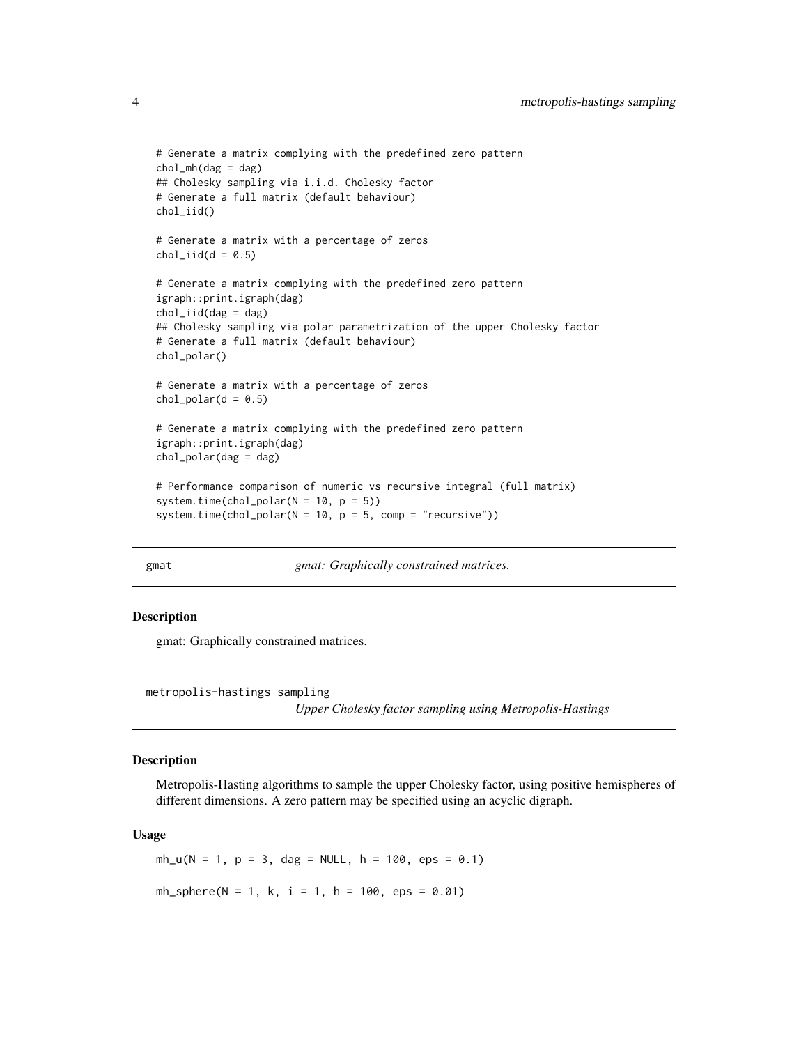```
# Generate a matrix complying with the predefined zero pattern
chol_mh(dag = dag)
## Cholesky sampling via i.i.d. Cholesky factor
# Generate a full matrix (default behaviour)
chol_iid()

# Generate a matrix with a percentage of zeros
chol_iid(d = 0.5)

# Generate a matrix complying with the predefined zero pattern
igraph::print.igraph(dag)
chol_iid(dag = dag)
## Cholesky sampling via polar parametrization of the upper Cholesky factor
# Generate a full matrix (default behaviour)
chol_polar()

# Generate a matrix with a percentage of zeros
chol_polar(d = 0.5)

# Generate a matrix complying with the predefined zero pattern
igraph::print.igraph(dag)
chol_polar(dag = dag)

# Performance comparison of numeric vs recursive integral (full matrix)
system.time(chol_polar(N = 10, p = 5))
system.time(chol_polar(N = 10, p = 5, comp = "recursive"))
```

---

`gmat` *gmat: Graphically constrained matrices.*

---

### Description

gmat: Graphically constrained matrices.

---

`metropolis-hastings sampling` *Upper Cholesky factor sampling using Metropolis-Hastings*

---

### Description

Metropolis-Hasting algorithms to sample the upper Cholesky factor, using positive hemispheres of different dimensions. A zero pattern may be specified using an acyclic digraph.

### Usage

```
mh_u(N = 1, p = 3, dag = NULL, h = 100, eps = 0.1)

mh_sphere(N = 1, k, i = 1, h = 100, eps = 0.01)
```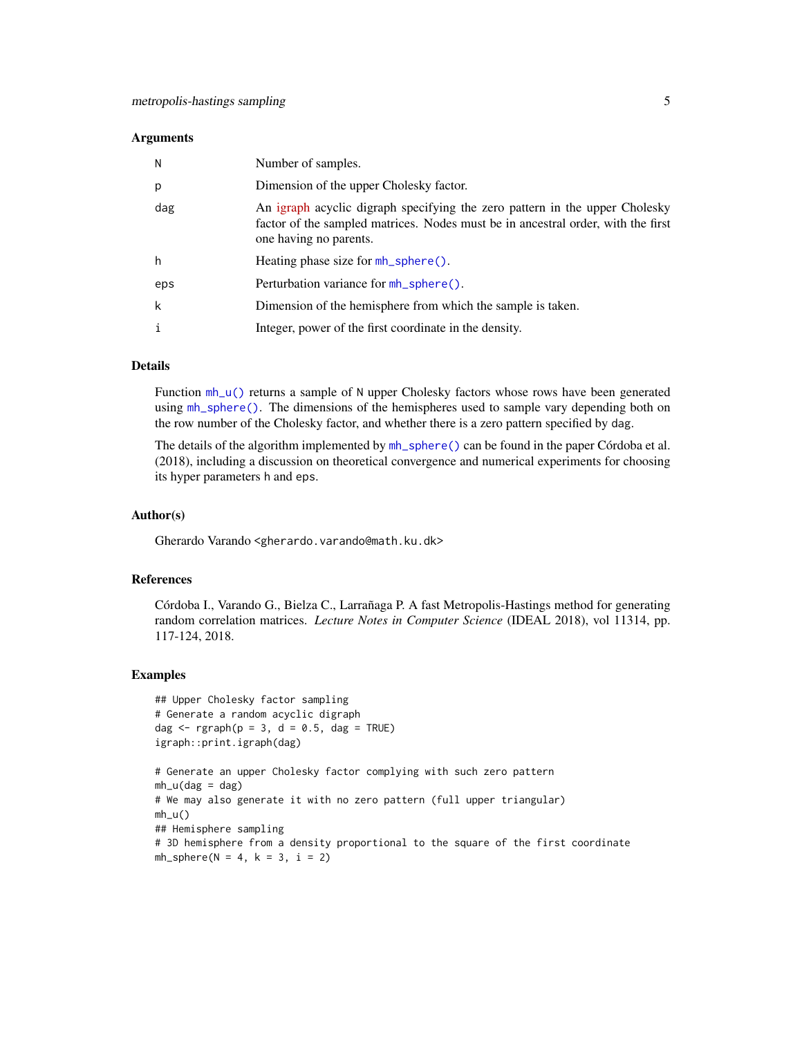### Arguments

| | |
|---|---|
| N | Number of samples. |
| p | Dimension of the upper Cholesky factor. |
| dag | An igraph acyclic digraph specifying the zero pattern in the upper Cholesky factor of the sampled matrices. Nodes must be in ancestral order, with the first one having no parents. |
| h | Heating phase size for `mh_sphere()`. |
| eps | Perturbation variance for `mh_sphere()`. |
| k | Dimension of the hemisphere from which the sample is taken. |
| i | Integer, power of the first coordinate in the density. |

### Details

Function `mh_u()` returns a sample of `N` upper Cholesky factors whose rows have been generated using `mh_sphere()`. The dimensions of the hemispheres used to sample vary depending both on the row number of the Cholesky factor, and whether there is a zero pattern specified by `dag`.

The details of the algorithm implemented by `mh_sphere()` can be found in the paper Córdoba et al. (2018), including a discussion on theoretical convergence and numerical experiments for choosing its hyper parameters `h` and `eps`.

### Author(s)

Gherardo Varando <gherardo.varando@math.ku.dk>

### References

Córdoba I., Varando G., Bielza C., Larrañaga P. A fast Metropolis-Hastings method for generating random correlation matrices. *Lecture Notes in Computer Science* (IDEAL 2018), vol 11314, pp. 117-124, 2018.

### Examples

```
## Upper Cholesky factor sampling
# Generate a random acyclic digraph
dag <- rgraph(p = 3, d = 0.5, dag = TRUE)
igraph::print.igraph(dag)

# Generate an upper Cholesky factor complying with such zero pattern
mh_u(dag = dag)
# We may also generate it with no zero pattern (full upper triangular)
mh_u()
## Hemisphere sampling
# 3D hemisphere from a density proportional to the square of the first coordinate
mh_sphere(N = 4, k = 3, i = 2)
```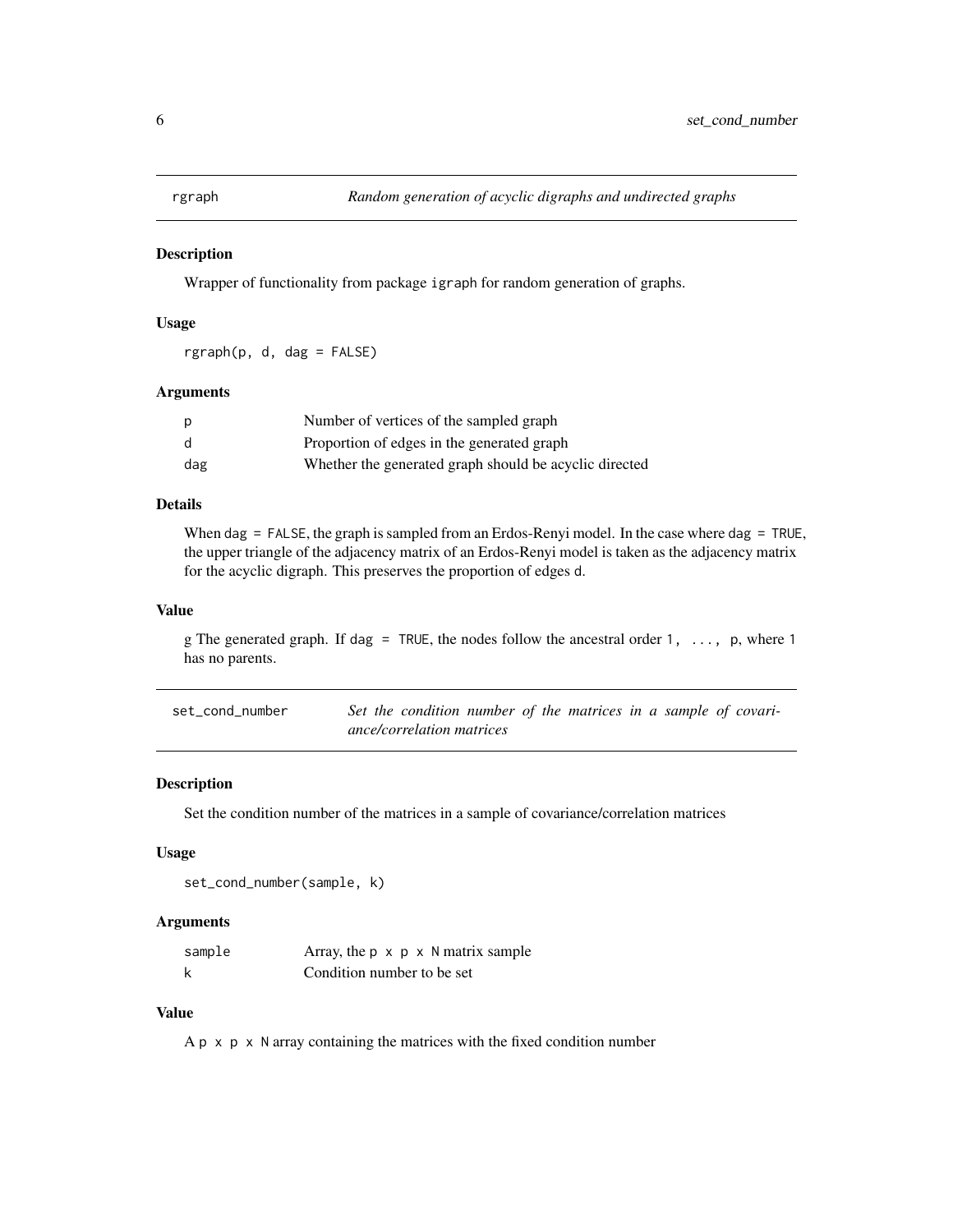## rgraph — *Random generation of acyclic digraphs and undirected graphs*

### Description

Wrapper of functionality from package `igraph` for random generation of graphs.

### Usage

```
rgraph(p, d, dag = FALSE)
```

### Arguments

| | |
|---|---|
| `p` | Number of vertices of the sampled graph |
| `d` | Proportion of edges in the generated graph |
| `dag` | Whether the generated graph should be acyclic directed |

### Details

When `dag = FALSE`, the graph is sampled from an Erdos-Renyi model. In the case where `dag = TRUE`, the upper triangle of the adjacency matrix of an Erdos-Renyi model is taken as the adjacency matrix for the acyclic digraph. This preserves the proportion of edges `d`.

### Value

g The generated graph. If `dag = TRUE`, the nodes follow the ancestral order `1, ..., p`, where `1` has no parents.

## set_cond_number — *Set the condition number of the matrices in a sample of covariance/correlation matrices*

### Description

Set the condition number of the matrices in a sample of covariance/correlation matrices

### Usage

```
set_cond_number(sample, k)
```

### Arguments

| | |
|---|---|
| `sample` | Array, the `p x p x N` matrix sample |
| `k` | Condition number to be set |

### Value

A `p x p x N` array containing the matrices with the fixed condition number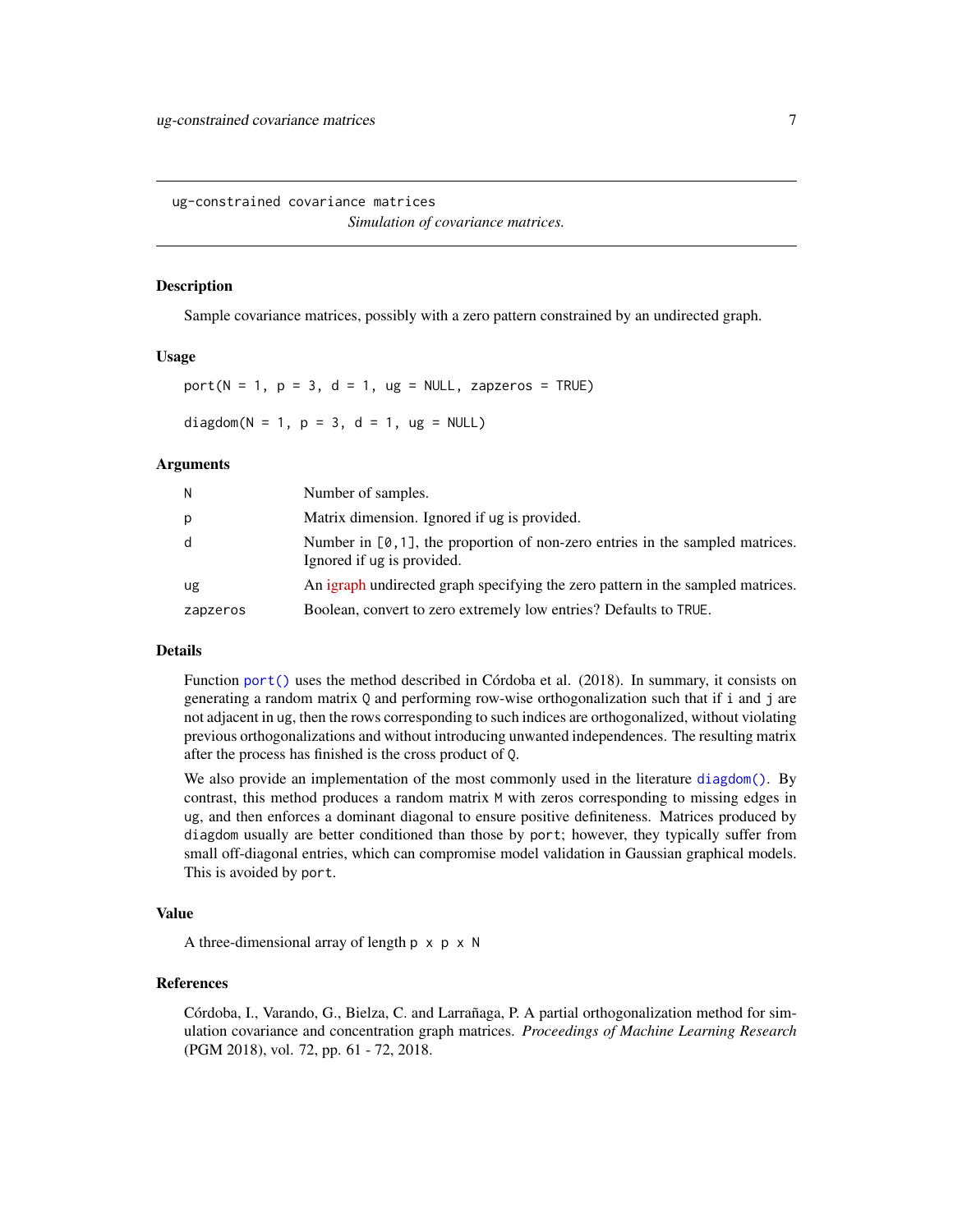ug-constrained covariance matrices

*Simulation of covariance matrices.*

---

## Description

Sample covariance matrices, possibly with a zero pattern constrained by an undirected graph.

## Usage

```
port(N = 1, p = 3, d = 1, ug = NULL, zapzeros = TRUE)

diagdom(N = 1, p = 3, d = 1, ug = NULL)
```

## Arguments

| | |
|---|---|
| N | Number of samples. |
| p | Matrix dimension. Ignored if ug is provided. |
| d | Number in `[0,1]`, the proportion of non-zero entries in the sampled matrices. Ignored if ug is provided. |
| ug | An igraph undirected graph specifying the zero pattern in the sampled matrices. |
| zapzeros | Boolean, convert to zero extremely low entries? Defaults to `TRUE`. |

## Details

Function `port()` uses the method described in Córdoba et al. (2018). In summary, it consists on generating a random matrix `Q` and performing row-wise orthogonalization such that if `i` and `j` are not adjacent in `ug`, then the rows corresponding to such indices are orthogonalized, without violating previous orthogonalizations and without introducing unwanted independences. The resulting matrix after the process has finished is the cross product of `Q`.

We also provide an implementation of the most commonly used in the literature `diagdom()`. By contrast, this method produces a random matrix `M` with zeros corresponding to missing edges in `ug`, and then enforces a dominant diagonal to ensure positive definiteness. Matrices produced by `diagdom` usually are better conditioned than those by `port`; however, they typically suffer from small off-diagonal entries, which can compromise model validation in Gaussian graphical models. This is avoided by `port`.

## Value

A three-dimensional array of length `p x p x N`

## References

Córdoba, I., Varando, G., Bielza, C. and Larrañaga, P. A partial orthogonalization method for simulation covariance and concentration graph matrices. *Proceedings of Machine Learning Research* (PGM 2018), vol. 72, pp. 61 - 72, 2018.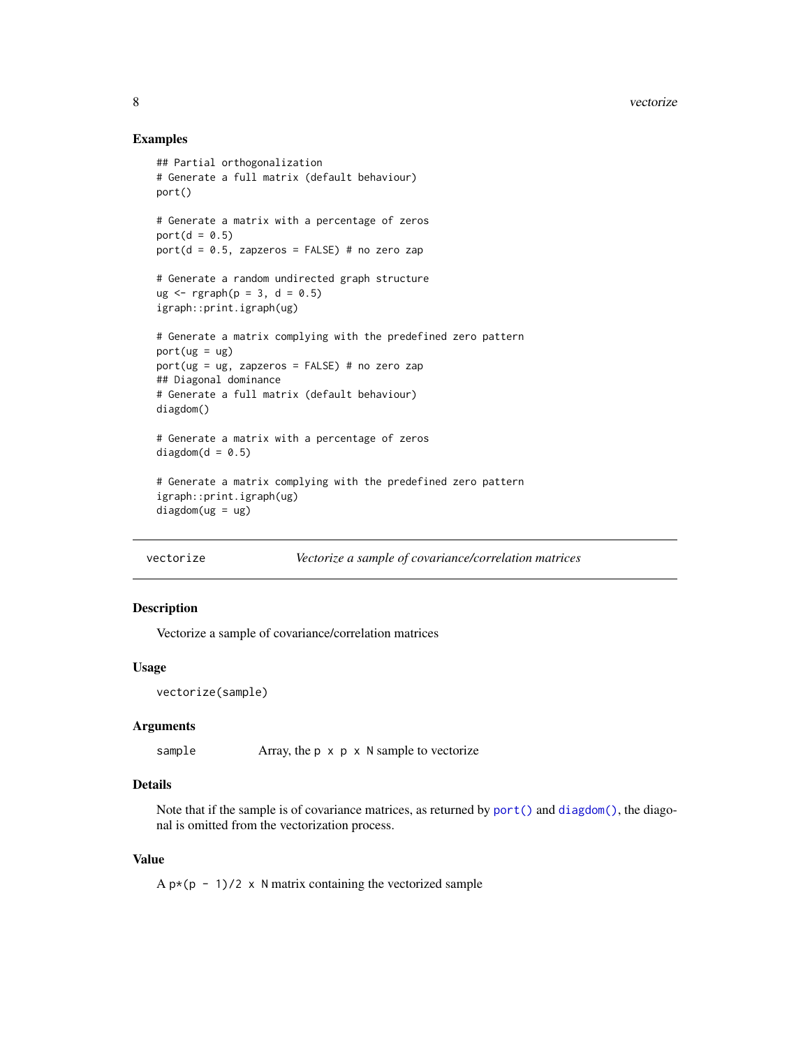## Examples

```
## Partial orthogonalization
# Generate a full matrix (default behaviour)
port()

# Generate a matrix with a percentage of zeros
port(d = 0.5)
port(d = 0.5, zapzeros = FALSE) # no zero zap

# Generate a random undirected graph structure
ug <- rgraph(p = 3, d = 0.5)
igraph::print.igraph(ug)

# Generate a matrix complying with the predefined zero pattern
port(ug = ug)
port(ug = ug, zapzeros = FALSE) # no zero zap
## Diagonal dominance
# Generate a full matrix (default behaviour)
diagdom()

# Generate a matrix with a percentage of zeros
diagdom(d = 0.5)

# Generate a matrix complying with the predefined zero pattern
igraph::print.igraph(ug)
diagdom(ug = ug)
```

---

# vectorize — *Vectorize a sample of covariance/correlation matrices*

## Description

Vectorize a sample of covariance/correlation matrices

## Usage

```
vectorize(sample)
```

## Arguments

| | |
|---|---|
| `sample` | Array, the `p x p x N` sample to vectorize |

## Details

Note that if the sample is of covariance matrices, as returned by `port()` and `diagdom()`, the diagonal is omitted from the vectorization process.

## Value

A `p*(p - 1)/2 x N` matrix containing the vectorized sample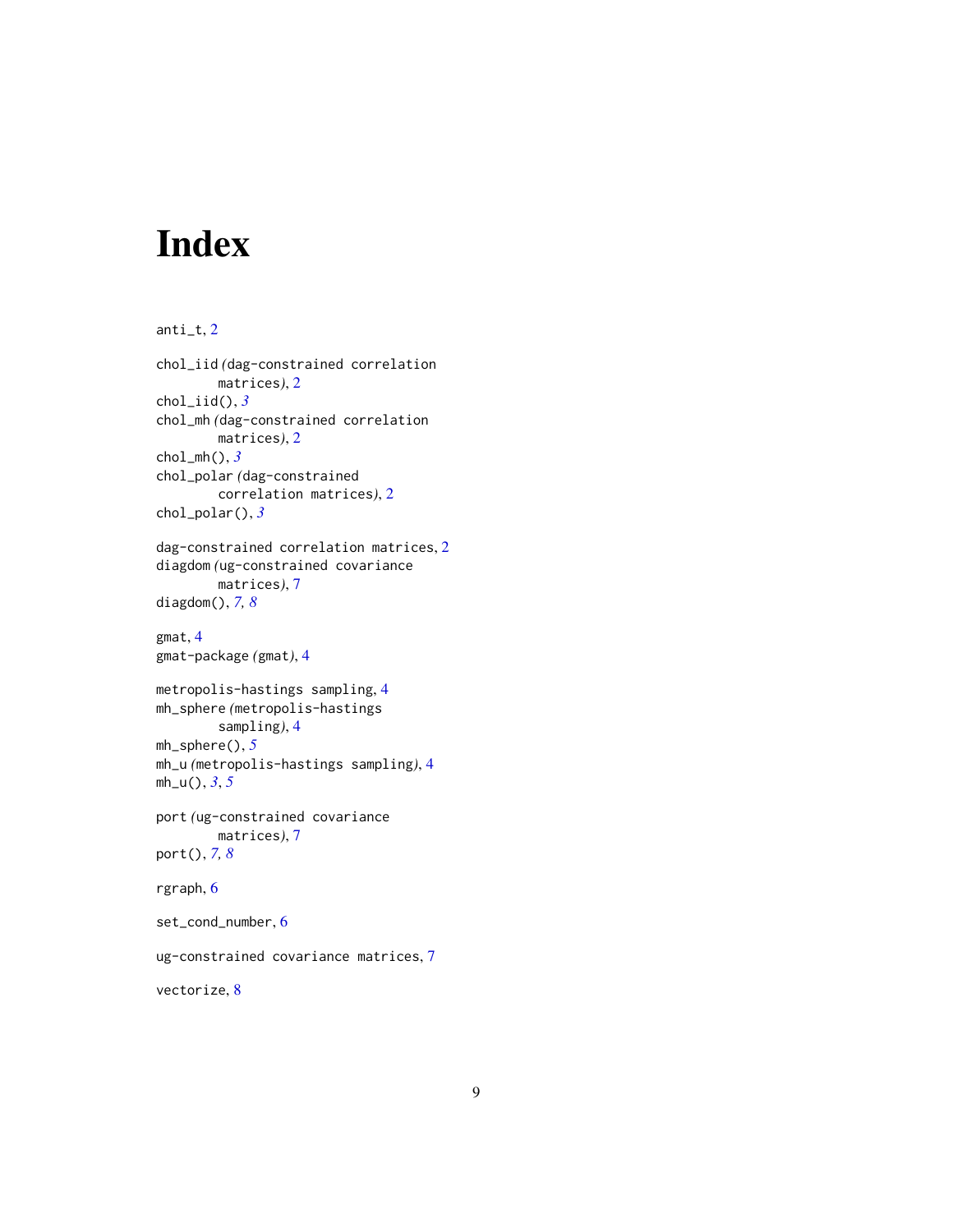# Index

anti_t, 2

chol_iid (dag-constrained correlation matrices), 2
chol_iid(), *3*
chol_mh (dag-constrained correlation matrices), 2
chol_mh(), *3*
chol_polar (dag-constrained correlation matrices), 2
chol_polar(), *3*

dag-constrained correlation matrices, 2
diagdom (ug-constrained covariance matrices), 7
diagdom(), *7, 8*

gmat, 4
gmat-package (gmat), 4

metropolis-hastings sampling, 4
mh_sphere (metropolis-hastings sampling), 4
mh_sphere(), *5*
mh_u (metropolis-hastings sampling), 4
mh_u(), *3*, *5*

port (ug-constrained covariance matrices), 7
port(), *7, 8*

rgraph, 6

set_cond_number, 6

ug-constrained covariance matrices, 7

vectorize, 8